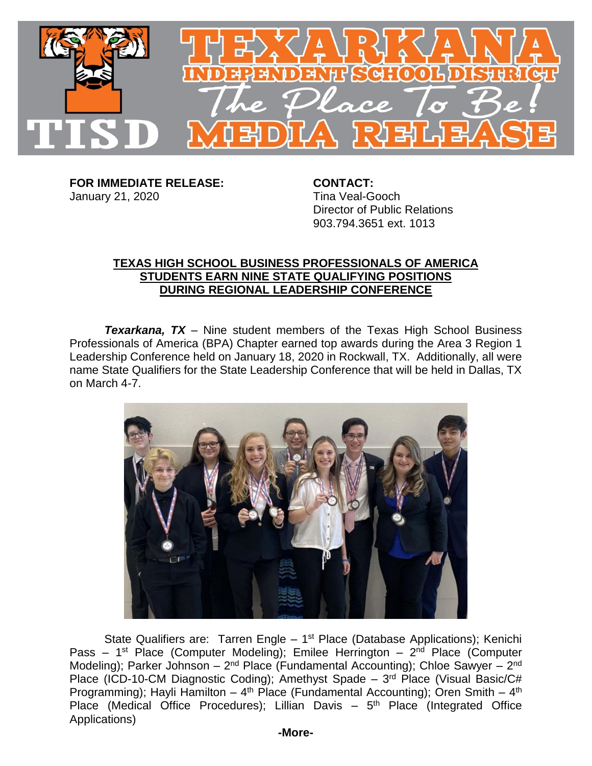**FOR IMMEDIATE RELEASE:**
January 21, 2020

**CONTACT:**
Tina Veal-Gooch
Director of Public Relations
903.794.3651 ext. 1013

**TEXAS HIGH SCHOOL BUSINESS PROFESSIONALS OF AMERICA STUDENTS EARN NINE STATE QUALIFYING POSITIONS DURING REGIONAL LEADERSHIP CONFERENCE**

***Texarkana, TX*** – Nine student members of the Texas High School Business Professionals of America (BPA) Chapter earned top awards during the Area 3 Region 1 Leadership Conference held on January 18, 2020 in Rockwall, TX. Additionally, all were name State Qualifiers for the State Leadership Conference that will be held in Dallas, TX on March 4-7.

State Qualifiers are: Tarren Engle – 1st Place (Database Applications); Kenichi Pass – 1st Place (Computer Modeling); Emilee Herrington – 2nd Place (Computer Modeling); Parker Johnson – 2nd Place (Fundamental Accounting); Chloe Sawyer – 2nd Place (ICD-10-CM Diagnostic Coding); Amethyst Spade – 3rd Place (Visual Basic/C# Programming); Hayli Hamilton – 4th Place (Fundamental Accounting); Oren Smith – 4th Place (Medical Office Procedures); Lillian Davis – 5th Place (Integrated Office Applications)

**-More-**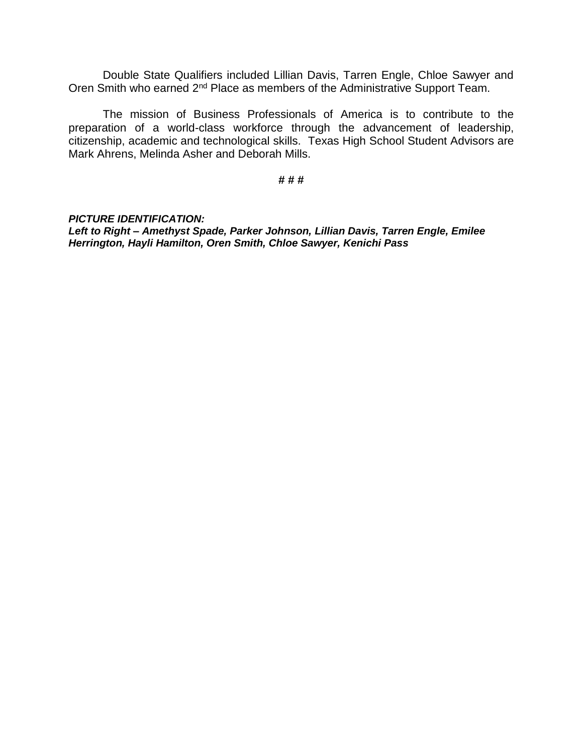Double State Qualifiers included Lillian Davis, Tarren Engle, Chloe Sawyer and Oren Smith who earned 2nd Place as members of the Administrative Support Team.

The mission of Business Professionals of America is to contribute to the preparation of a world-class workforce through the advancement of leadership, citizenship, academic and technological skills. Texas High School Student Advisors are Mark Ahrens, Melinda Asher and Deborah Mills.

# # #

***PICTURE IDENTIFICATION:***
***Left to Right – Amethyst Spade, Parker Johnson, Lillian Davis, Tarren Engle, Emilee Herrington, Hayli Hamilton, Oren Smith, Chloe Sawyer, Kenichi Pass***